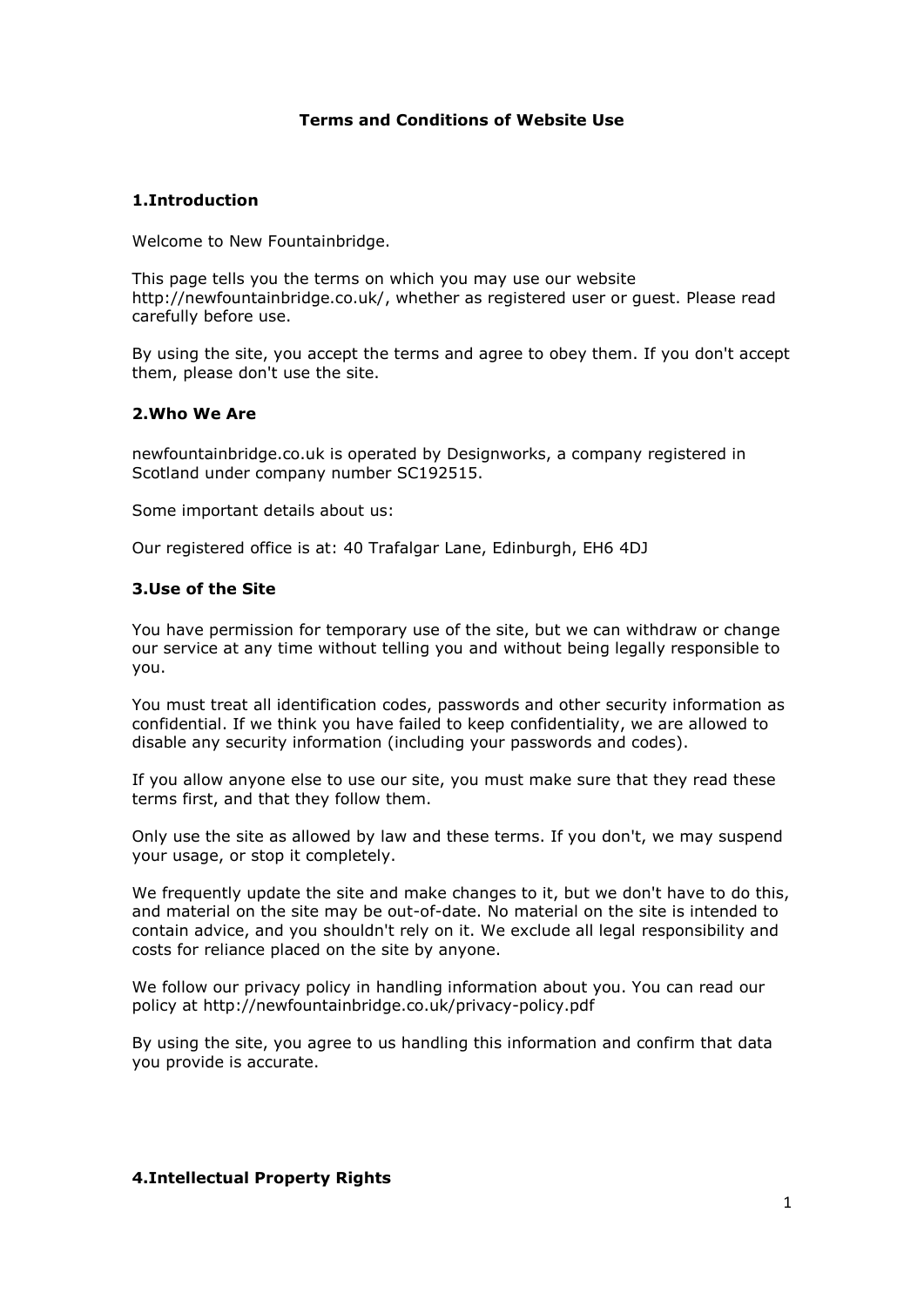# Terms and Conditions of Website Use

## 1.Introduction

Welcome to New Fountainbridge.

This page tells you the terms on which you may use our website http://newfountainbridge.co.uk/, whether as registered user or guest. Please read carefully before use.

By using the site, you accept the terms and agree to obey them. If you don't accept them, please don't use the site.

## 2.Who We Are

newfountainbridge.co.uk is operated by Designworks, a company registered in Scotland under company number SC192515.

Some important details about us:

Our registered office is at: 40 Trafalgar Lane, Edinburgh, EH6 4DJ

## 3.Use of the Site

You have permission for temporary use of the site, but we can withdraw or change our service at any time without telling you and without being legally responsible to you.

You must treat all identification codes, passwords and other security information as confidential. If we think you have failed to keep confidentiality, we are allowed to disable any security information (including your passwords and codes).

If you allow anyone else to use our site, you must make sure that they read these terms first, and that they follow them.

Only use the site as allowed by law and these terms. If you don't, we may suspend your usage, or stop it completely.

We frequently update the site and make changes to it, but we don't have to do this, and material on the site may be out-of-date. No material on the site is intended to contain advice, and you shouldn't rely on it. We exclude all legal responsibility and costs for reliance placed on the site by anyone.

We follow our privacy policy in handling information about you. You can read our policy at http://newfountainbridge.co.uk/privacy-policy.pdf

By using the site, you agree to us handling this information and confirm that data you provide is accurate.

## 4.Intellectual Property Rights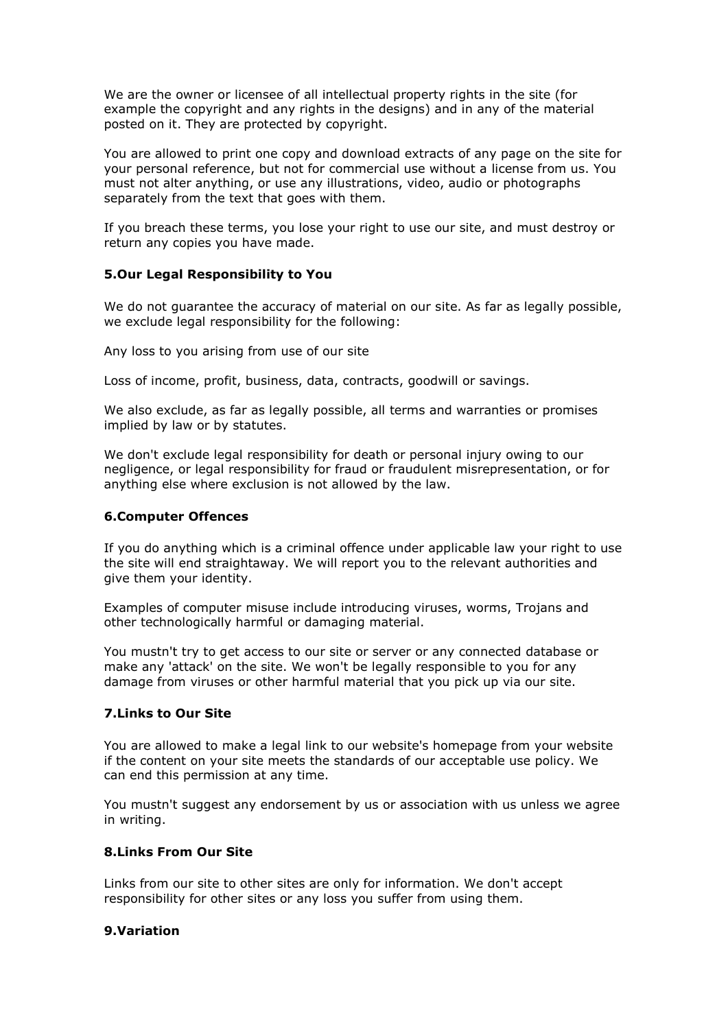We are the owner or licensee of all intellectual property rights in the site (for example the copyright and any rights in the designs) and in any of the material posted on it. They are protected by copyright.

You are allowed to print one copy and download extracts of any page on the site for your personal reference, but not for commercial use without a license from us. You must not alter anything, or use any illustrations, video, audio or photographs separately from the text that goes with them.

If you breach these terms, you lose your right to use our site, and must destroy or return any copies you have made.

### 5.Our Legal Responsibility to You

We do not guarantee the accuracy of material on our site. As far as legally possible, we exclude legal responsibility for the following:

Any loss to you arising from use of our site

Loss of income, profit, business, data, contracts, goodwill or savings.

We also exclude, as far as legally possible, all terms and warranties or promises implied by law or by statutes.

We don't exclude legal responsibility for death or personal injury owing to our negligence, or legal responsibility for fraud or fraudulent misrepresentation, or for anything else where exclusion is not allowed by the law.

### 6.Computer Offences

If you do anything which is a criminal offence under applicable law your right to use the site will end straightaway. We will report you to the relevant authorities and give them your identity.

Examples of computer misuse include introducing viruses, worms, Trojans and other technologically harmful or damaging material.

You mustn't try to get access to our site or server or any connected database or make any 'attack' on the site. We won't be legally responsible to you for any damage from viruses or other harmful material that you pick up via our site.

### 7.Links to Our Site

You are allowed to make a legal link to our website's homepage from your website if the content on your site meets the standards of our acceptable use policy. We can end this permission at any time.

You mustn't suggest any endorsement by us or association with us unless we agree in writing.

### 8.Links From Our Site

Links from our site to other sites are only for information. We don't accept responsibility for other sites or any loss you suffer from using them.

### 9.Variation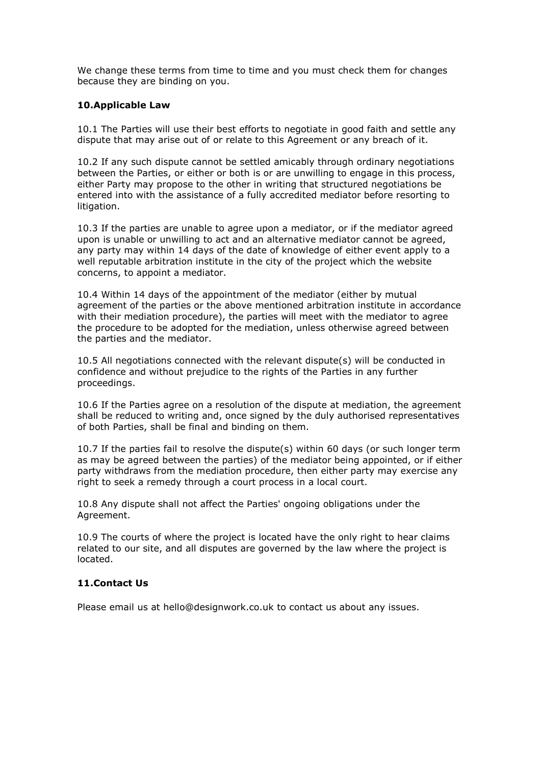We change these terms from time to time and you must check them for changes because they are binding on you.

**10.Applicable Law**

10.1 The Parties will use their best efforts to negotiate in good faith and settle any dispute that may arise out of or relate to this Agreement or any breach of it.

10.2 If any such dispute cannot be settled amicably through ordinary negotiations between the Parties, or either or both is or are unwilling to engage in this process, either Party may propose to the other in writing that structured negotiations be entered into with the assistance of a fully accredited mediator before resorting to litigation.

10.3 If the parties are unable to agree upon a mediator, or if the mediator agreed upon is unable or unwilling to act and an alternative mediator cannot be agreed, any party may within 14 days of the date of knowledge of either event apply to a well reputable arbitration institute in the city of the project which the website concerns, to appoint a mediator.

10.4 Within 14 days of the appointment of the mediator (either by mutual agreement of the parties or the above mentioned arbitration institute in accordance with their mediation procedure), the parties will meet with the mediator to agree the procedure to be adopted for the mediation, unless otherwise agreed between the parties and the mediator.

10.5 All negotiations connected with the relevant dispute(s) will be conducted in confidence and without prejudice to the rights of the Parties in any further proceedings.

10.6 If the Parties agree on a resolution of the dispute at mediation, the agreement shall be reduced to writing and, once signed by the duly authorised representatives of both Parties, shall be final and binding on them.

10.7 If the parties fail to resolve the dispute(s) within 60 days (or such longer term as may be agreed between the parties) of the mediator being appointed, or if either party withdraws from the mediation procedure, then either party may exercise any right to seek a remedy through a court process in a local court.

10.8 Any dispute shall not affect the Parties' ongoing obligations under the Agreement.

10.9 The courts of where the project is located have the only right to hear claims related to our site, and all disputes are governed by the law where the project is located.

**11.Contact Us**

Please email us at hello@designwork.co.uk to contact us about any issues.